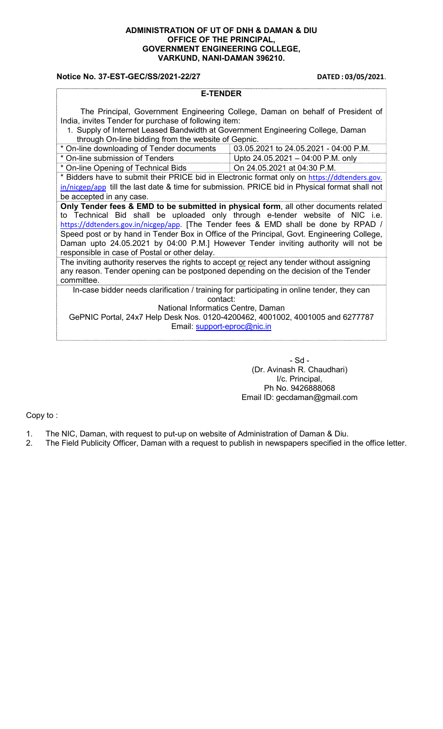**ADMINISTRATION OF UT OF DNH & DAMAN & DIU**
**OFFICE OF THE PRINCIPAL,**
**GOVERNMENT ENGINEERING COLLEGE,**
**VARKUND, NANI-DAMAN 396210.**

**Notice No. 37-EST-GEC/SS/2021-22/27** **DATED : 03/05/2021**.

## E-TENDER

The Principal, Government Engineering College, Daman on behalf of President of India, invites Tender for purchase of following item:

1. Supply of Internet Leased Bandwidth at Government Engineering College, Daman through On-line bidding from the website of Gepnic.

| | |
|---|---|
| * On-line downloading of Tender documents | 03.05.2021 to 24.05.2021 - 04:00 P.M. |
| * On-line submission of Tenders | Upto 24.05.2021 – 04:00 P.M. only |
| * On-line Opening of Technical Bids | On 24.05.2021 at 04:30 P.M. |

* Bidders have to submit their PRICE bid in Electronic format only on https://ddtenders.gov.in/nicgep/app till the last date & time for submission. PRICE bid in Physical format shall not be accepted in any case.

**Only Tender fees & EMD to be submitted in physical form**, all other documents related to Technical Bid shall be uploaded only through e-tender website of NIC i.e. https://ddtenders.gov.in/nicgep/app. [The Tender fees & EMD shall be done by RPAD / Speed post or by hand in Tender Box in Office of the Principal, Govt. Engineering College, Daman upto 24.05.2021 by 04:00 P.M.] However Tender inviting authority will not be responsible in case of Postal or other delay.

The inviting authority reserves the rights to accept or reject any tender without assigning any reason. Tender opening can be postponed depending on the decision of the Tender committee.

In-case bidder needs clarification / training for participating in online tender, they can contact:
National Informatics Centre, Daman
GePNIC Portal, 24x7 Help Desk Nos. 0120-4200462, 4001002, 4001005 and 6277787
Email: support-eproc@nic.in

- Sd -
(Dr. Avinash R. Chaudhari)
I/c. Principal,
Ph No. 9426888068
Email ID: gecdaman@gmail.com

Copy to :

1. The NIC, Daman, with request to put-up on website of Administration of Daman & Diu.
2. The Field Publicity Officer, Daman with a request to publish in newspapers specified in the office letter.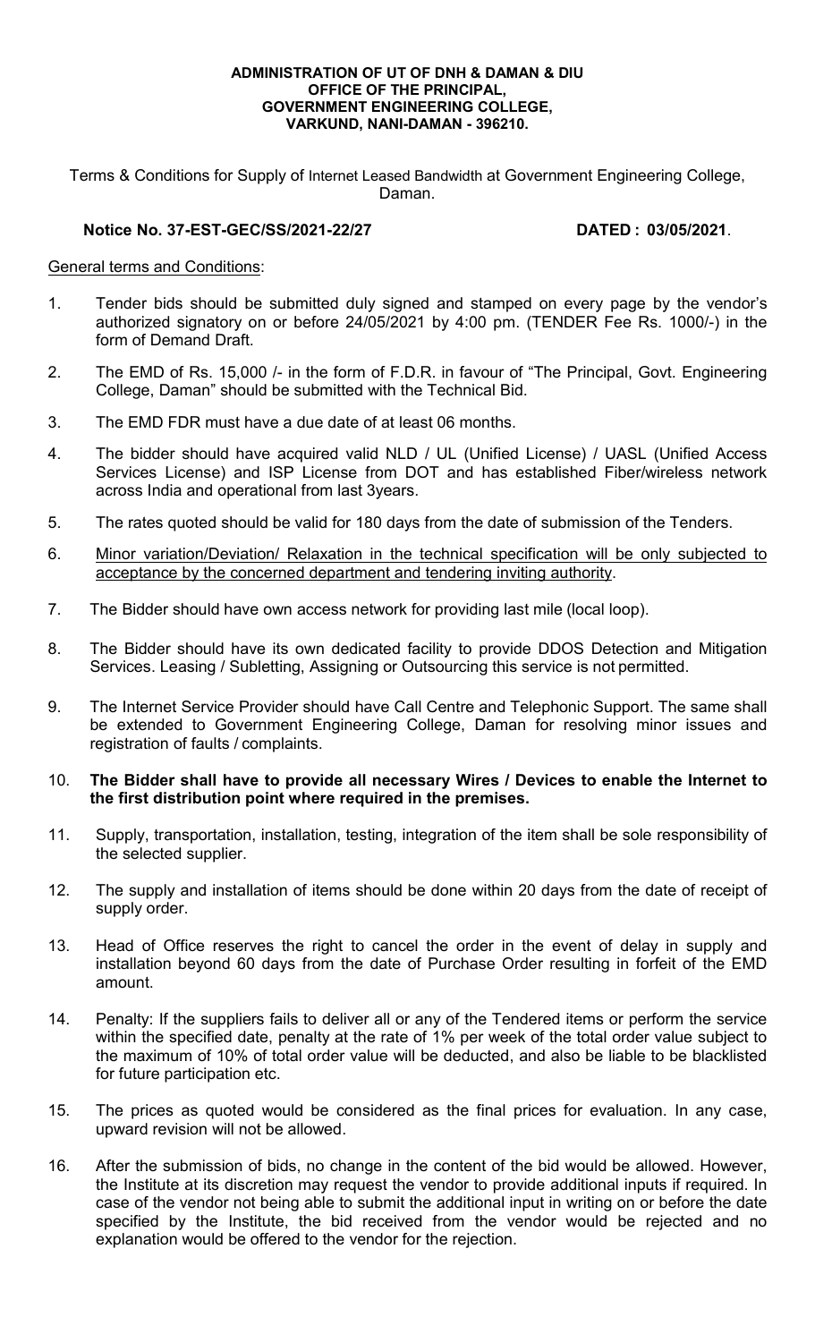**ADMINISTRATION OF UT OF DNH & DAMAN & DIU**
**OFFICE OF THE PRINCIPAL,**
**GOVERNMENT ENGINEERING COLLEGE,**
**VARKUND, NANI-DAMAN - 396210.**

Terms & Conditions for Supply of Internet Leased Bandwidth at Government Engineering College, Daman.

**Notice No. 37-EST-GEC/SS/2021-22/27** **DATED : 03/05/2021**.

General terms and Conditions:

1. Tender bids should be submitted duly signed and stamped on every page by the vendor's authorized signatory on or before 24/05/2021 by 4:00 pm. (TENDER Fee Rs. 1000/-) in the form of Demand Draft.
2. The EMD of Rs. 15,000 /- in the form of F.D.R. in favour of "The Principal, Govt. Engineering College, Daman" should be submitted with the Technical Bid.
3. The EMD FDR must have a due date of at least 06 months.
4. The bidder should have acquired valid NLD / UL (Unified License) / UASL (Unified Access Services License) and ISP License from DOT and has established Fiber/wireless network across India and operational from last 3years.
5. The rates quoted should be valid for 180 days from the date of submission of the Tenders.
6. Minor variation/Deviation/ Relaxation in the technical specification will be only subjected to acceptance by the concerned department and tendering inviting authority.
7. The Bidder should have own access network for providing last mile (local loop).
8. The Bidder should have its own dedicated facility to provide DDOS Detection and Mitigation Services. Leasing / Subletting, Assigning or Outsourcing this service is not permitted.
9. The Internet Service Provider should have Call Centre and Telephonic Support. The same shall be extended to Government Engineering College, Daman for resolving minor issues and registration of faults / complaints.
10. **The Bidder shall have to provide all necessary Wires / Devices to enable the Internet to the first distribution point where required in the premises.**
11. Supply, transportation, installation, testing, integration of the item shall be sole responsibility of the selected supplier.
12. The supply and installation of items should be done within 20 days from the date of receipt of supply order.
13. Head of Office reserves the right to cancel the order in the event of delay in supply and installation beyond 60 days from the date of Purchase Order resulting in forfeit of the EMD amount.
14. Penalty: If the suppliers fails to deliver all or any of the Tendered items or perform the service within the specified date, penalty at the rate of 1% per week of the total order value subject to the maximum of 10% of total order value will be deducted, and also be liable to be blacklisted for future participation etc.
15. The prices as quoted would be considered as the final prices for evaluation. In any case, upward revision will not be allowed.
16. After the submission of bids, no change in the content of the bid would be allowed. However, the Institute at its discretion may request the vendor to provide additional inputs if required. In case of the vendor not being able to submit the additional input in writing on or before the date specified by the Institute, the bid received from the vendor would be rejected and no explanation would be offered to the vendor for the rejection.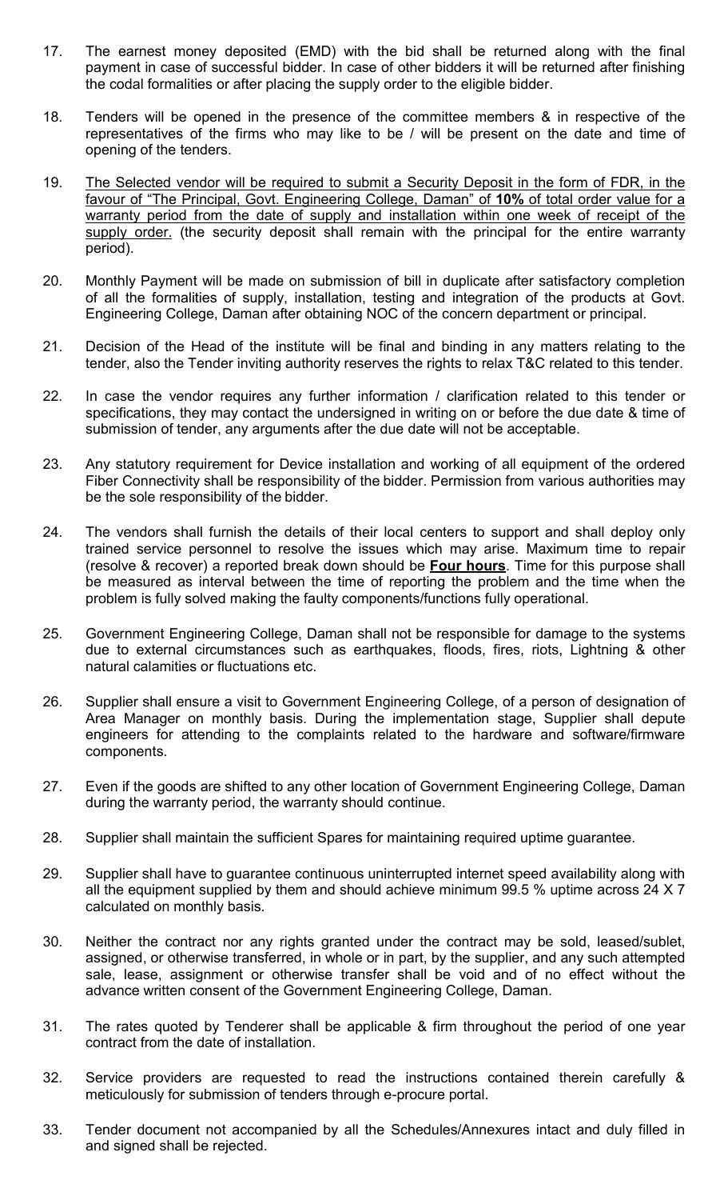17. The earnest money deposited (EMD) with the bid shall be returned along with the final payment in case of successful bidder. In case of other bidders it will be returned after finishing the codal formalities or after placing the supply order to the eligible bidder.

18. Tenders will be opened in the presence of the committee members & in respective of the representatives of the firms who may like to be / will be present on the date and time of opening of the tenders.

19. <u>The Selected vendor will be required to submit a Security Deposit in the form of FDR, in the favour of "The Principal, Govt. Engineering College, Daman" of **10%** of total order value for a warranty period from the date of supply and installation within one week of receipt of the supply order.</u> (the security deposit shall remain with the principal for the entire warranty period).

20. Monthly Payment will be made on submission of bill in duplicate after satisfactory completion of all the formalities of supply, installation, testing and integration of the products at Govt. Engineering College, Daman after obtaining NOC of the concern department or principal.

21. Decision of the Head of the institute will be final and binding in any matters relating to the tender, also the Tender inviting authority reserves the rights to relax T&C related to this tender.

22. In case the vendor requires any further information / clarification related to this tender or specifications, they may contact the undersigned in writing on or before the due date & time of submission of tender, any arguments after the due date will not be acceptable.

23. Any statutory requirement for Device installation and working of all equipment of the ordered Fiber Connectivity shall be responsibility of the bidder. Permission from various authorities may be the sole responsibility of the bidder.

24. The vendors shall furnish the details of their local centers to support and shall deploy only trained service personnel to resolve the issues which may arise. Maximum time to repair (resolve & recover) a reported break down should be <u>**Four hours**</u>. Time for this purpose shall be measured as interval between the time of reporting the problem and the time when the problem is fully solved making the faulty components/functions fully operational.

25. Government Engineering College, Daman shall not be responsible for damage to the systems due to external circumstances such as earthquakes, floods, fires, riots, Lightning & other natural calamities or fluctuations etc.

26. Supplier shall ensure a visit to Government Engineering College, of a person of designation of Area Manager on monthly basis. During the implementation stage, Supplier shall depute engineers for attending to the complaints related to the hardware and software/firmware components.

27. Even if the goods are shifted to any other location of Government Engineering College, Daman during the warranty period, the warranty should continue.

28. Supplier shall maintain the sufficient Spares for maintaining required uptime guarantee.

29. Supplier shall have to guarantee continuous uninterrupted internet speed availability along with all the equipment supplied by them and should achieve minimum 99.5 % uptime across 24 X 7 calculated on monthly basis.

30. Neither the contract nor any rights granted under the contract may be sold, leased/sublet, assigned, or otherwise transferred, in whole or in part, by the supplier, and any such attempted sale, lease, assignment or otherwise transfer shall be void and of no effect without the advance written consent of the Government Engineering College, Daman.

31. The rates quoted by Tenderer shall be applicable & firm throughout the period of one year contract from the date of installation.

32. Service providers are requested to read the instructions contained therein carefully & meticulously for submission of tenders through e-procure portal.

33. Tender document not accompanied by all the Schedules/Annexures intact and duly filled in and signed shall be rejected.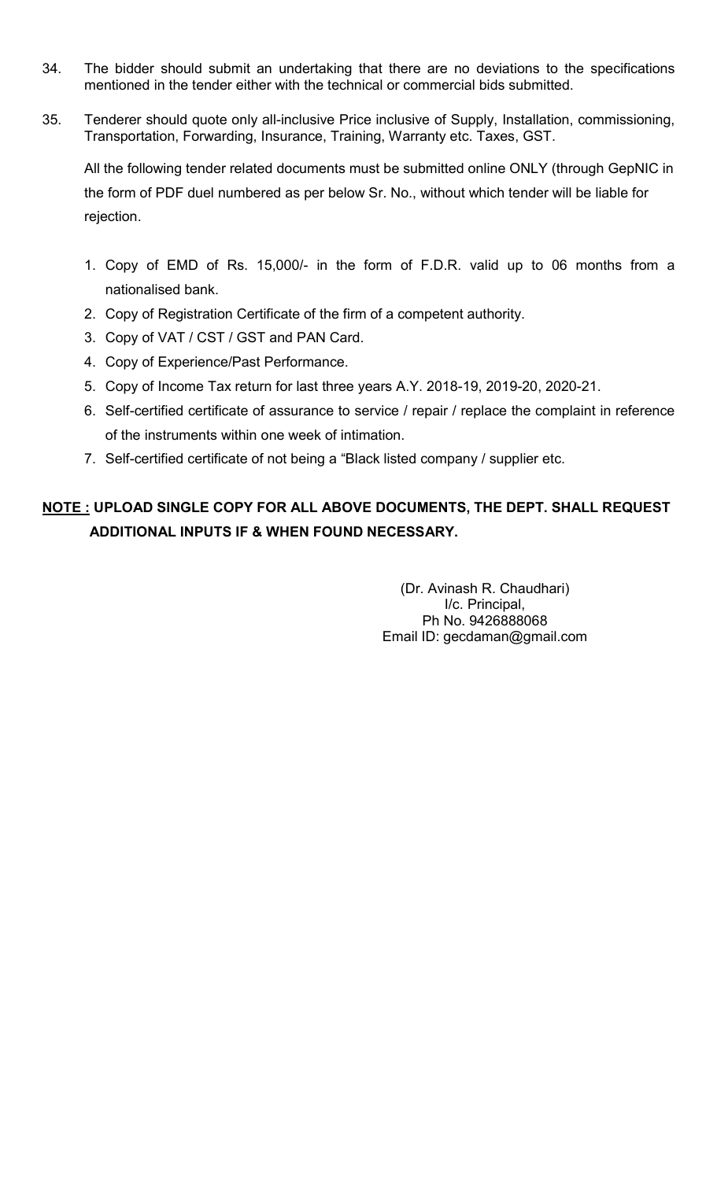34. The bidder should submit an undertaking that there are no deviations to the specifications mentioned in the tender either with the technical or commercial bids submitted.

35. Tenderer should quote only all-inclusive Price inclusive of Supply, Installation, commissioning, Transportation, Forwarding, Insurance, Training, Warranty etc. Taxes, GST.

    All the following tender related documents must be submitted online ONLY (through GepNIC in the form of PDF duel numbered as per below Sr. No., without which tender will be liable for rejection.

    1. Copy of EMD of Rs. 15,000/- in the form of F.D.R. valid up to 06 months from a nationalised bank.
    2. Copy of Registration Certificate of the firm of a competent authority.
    3. Copy of VAT / CST / GST and PAN Card.
    4. Copy of Experience/Past Performance.
    5. Copy of Income Tax return for last three years A.Y. 2018-19, 2019-20, 2020-21.
    6. Self-certified certificate of assurance to service / repair / replace the complaint in reference of the instruments within one week of intimation.
    7. Self-certified certificate of not being a "Black listed company / supplier etc.

**NOTE : UPLOAD SINGLE COPY FOR ALL ABOVE DOCUMENTS, THE DEPT. SHALL REQUEST ADDITIONAL INPUTS IF & WHEN FOUND NECESSARY.**

(Dr. Avinash R. Chaudhari)
I/c. Principal,
Ph No. 9426888068
Email ID: gecdaman@gmail.com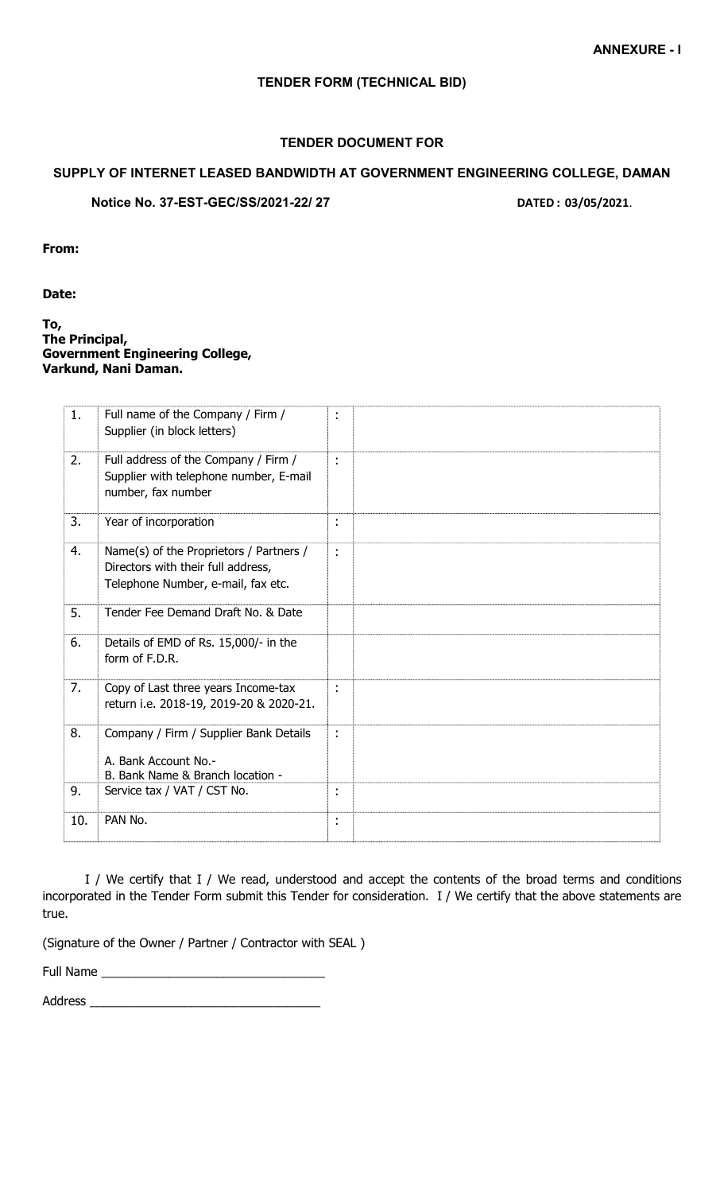**ANNEXURE - I**

**TENDER FORM (TECHNICAL BID)**

**TENDER DOCUMENT FOR**

**SUPPLY OF INTERNET LEASED BANDWIDTH AT GOVERNMENT ENGINEERING COLLEGE, DAMAN**

**Notice No. 37-EST-GEC/SS/2021-22/ 27** **DATED : 03/05/2021**.

**From:**

**Date:**

**To,**
**The Principal,**
**Government Engineering College,**
**Varkund, Nani Daman.**

| | | | |
|---|---|---|---|
| 1. | Full name of the Company / Firm / Supplier (in block letters) | : | |
| 2. | Full address of the Company / Firm / Supplier with telephone number, E-mail number, fax number | : | |
| 3. | Year of incorporation | : | |
| 4. | Name(s) of the Proprietors / Partners / Directors with their full address, Telephone Number, e-mail, fax etc. | : | |
| 5. | Tender Fee Demand Draft No. & Date | | |
| 6. | Details of EMD of Rs. 15,000/- in the form of F.D.R. | | |
| 7. | Copy of Last three years Income-tax return i.e. 2018-19, 2019-20 & 2020-21. | : | |
| 8. | Company / Firm / Supplier Bank Details<br>A. Bank Account No.-<br>B. Bank Name & Branch location - | : | |
| 9. | Service tax / VAT / CST No. | : | |
| 10. | PAN No. | : | |

I / We certify that I / We read, understood and accept the contents of the broad terms and conditions incorporated in the Tender Form submit this Tender for consideration. I / We certify that the above statements are true.

(Signature of the Owner / Partner / Contractor with SEAL )

Full Name ________________________________

Address _________________________________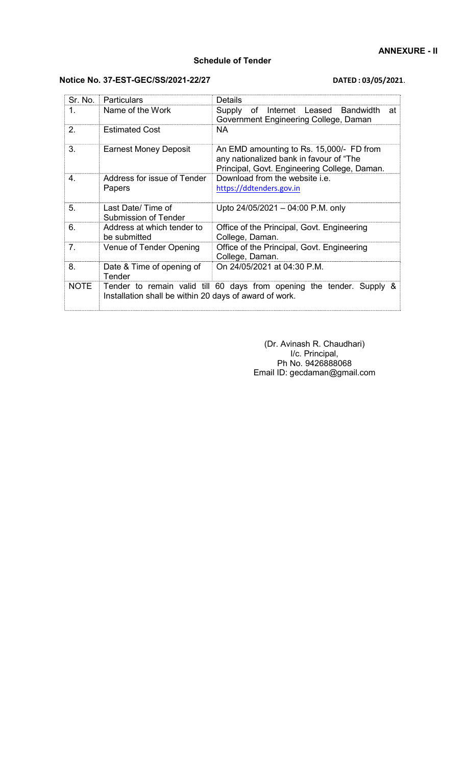**ANNEXURE - II**

**Schedule of Tender**

**Notice No. 37-EST-GEC/SS/2021-22/27** **DATED : 03/05/2021**.

| Sr. No. | Particulars | Details |
|---|---|---|
| 1. | Name of the Work | Supply of Internet Leased Bandwidth at Government Engineering College, Daman |
| 2. | Estimated Cost | NA |
| 3. | Earnest Money Deposit | An EMD amounting to Rs. 15,000/- FD from any nationalized bank in favour of "The Principal, Govt. Engineering College, Daman. |
| 4. | Address for issue of Tender Papers | Download from the website i.e. https://ddtenders.gov.in |
| 5. | Last Date/ Time of Submission of Tender | Upto 24/05/2021 – 04:00 P.M. only |
| 6. | Address at which tender to be submitted | Office of the Principal, Govt. Engineering College, Daman. |
| 7. | Venue of Tender Opening | Office of the Principal, Govt. Engineering College, Daman. |
| 8. | Date & Time of opening of Tender | On 24/05/2021 at 04:30 P.M. |
| NOTE | Tender to remain valid till 60 days from opening the tender. Supply & Installation shall be within 20 days of award of work. | |

(Dr. Avinash R. Chaudhari)
I/c. Principal,
Ph No. 9426888068
Email ID: gecdaman@gmail.com